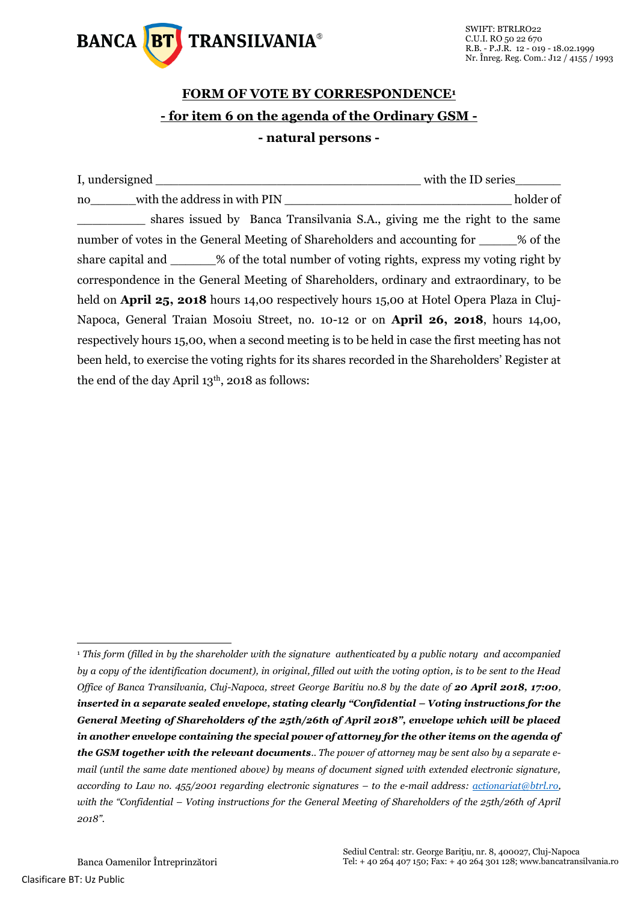# FORM OF VOTE BY CORRESPONDENCE[1]

## - for item 6 on the agenda of the Ordinary GSM -

## - natural persons -

I, undersigned ____________________________________ with the ID series______ no______with the address in with PIN ______________________________ holder of __________ shares issued by Banca Transilvania S.A., giving me the right to the same number of votes in the General Meeting of Shareholders and accounting for _____% of the share capital and ______% of the total number of voting rights, express my voting right by correspondence in the General Meeting of Shareholders, ordinary and extraordinary, to be held on **April 25, 2018** hours 14,00 respectively hours 15,00 at Hotel Opera Plaza in Cluj-Napoca, General Traian Mosoiu Street, no. 10-12 or on **April 26, 2018**, hours 14,00, respectively hours 15,00, when a second meeting is to be held in case the first meeting has not been held, to exercise the voting rights for its shares recorded in the Shareholders' Register at the end of the day April 13th, 2018 as follows:

---

[1] *This form (filled in by the shareholder with the signature authenticated by a public notary and accompanied by a copy of the identification document), in original, filled out with the voting option, is to be sent to the Head Office of Banca Transilvania, Cluj-Napoca, street George Baritiu no.8 by the date of* ***20 April 2018, 17:00, inserted in a separate sealed envelope, stating clearly "Confidential – Voting instructions for the General Meeting of Shareholders of the 25th/26th of April 2018", envelope which will be placed in another envelope containing the special power of attorney for the other items on the agenda of the GSM together with the relevant documents****.. The power of attorney may be sent also by a separate e-mail (until the same date mentioned above) by means of document signed with extended electronic signature, according to Law no. 455/2001 regarding electronic signatures – to the e-mail address: actionariat@btrl.ro, with the "Confidential – Voting instructions for the General Meeting of Shareholders of the 25th/26th of April 2018".*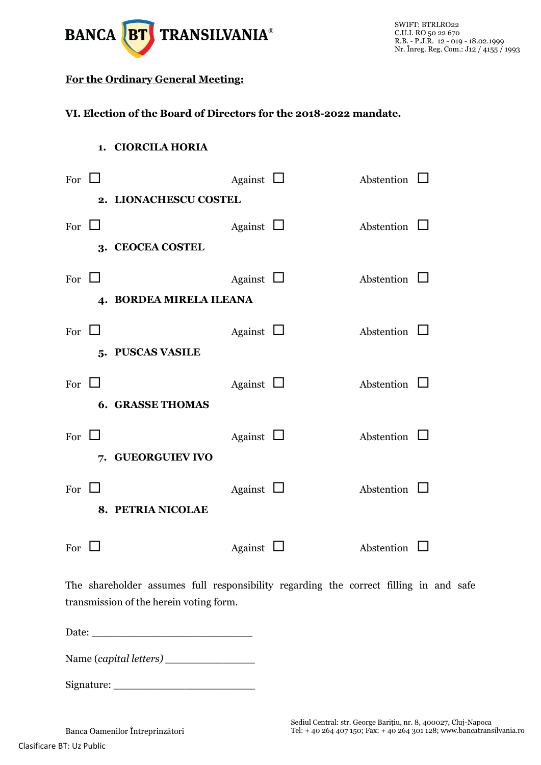**For the Ordinary General Meeting:**

**VI. Election of the Board of Directors for the 2018-2022 mandate.**

1. **CIORCILA HORIA**

For ☐ Against ☐ Abstention ☐

2. **LIONACHESCU COSTEL**

For ☐ Against ☐ Abstention ☐

3. **CEOCEA COSTEL**

For ☐ Against ☐ Abstention ☐

4. **BORDEA MIRELA ILEANA**

For ☐ Against ☐ Abstention ☐

5. **PUSCAS VASILE**

For ☐ Against ☐ Abstention ☐

6. **GRASSE THOMAS**

For ☐ Against ☐ Abstention ☐

7. **GUEORGUIEV IVO**

For ☐ Against ☐ Abstention ☐

8. **PETRIA NICOLAE**

For ☐ Against ☐ Abstention ☐

The shareholder assumes full responsibility regarding the correct filling in and safe transmission of the herein voting form.

Date: ___________________________

Name (*capital letters*) _______________

Signature: _______________________